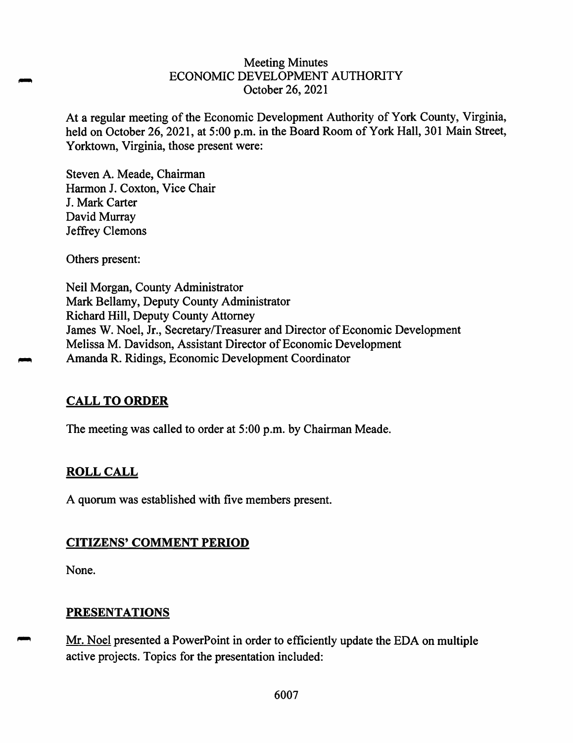# Meeting Minutes
## ECONOMIC DEVELOPMENT AUTHORITY
### October 26, 2021

At a regular meeting of the Economic Development Authority of York County, Virginia, held on October 26, 2021, at 5:00 p.m. in the Board Room of York Hall, 301 Main Street, Yorktown, Virginia, those present were:

Steven A. Meade, Chairman
Harmon J. Coxton, Vice Chair
J. Mark Carter
David Murray
Jeffrey Clemons

Others present:

Neil Morgan, County Administrator
Mark Bellamy, Deputy County Administrator
Richard Hill, Deputy County Attorney
James W. Noel, Jr., Secretary/Treasurer and Director of Economic Development
Melissa M. Davidson, Assistant Director of Economic Development
Amanda R. Ridings, Economic Development Coordinator

## CALL TO ORDER

The meeting was called to order at 5:00 p.m. by Chairman Meade.

## ROLL CALL

A quorum was established with five members present.

## CITIZENS' COMMENT PERIOD

None.

## PRESENTATIONS

Mr. Noel presented a PowerPoint in order to efficiently update the EDA on multiple active projects. Topics for the presentation included: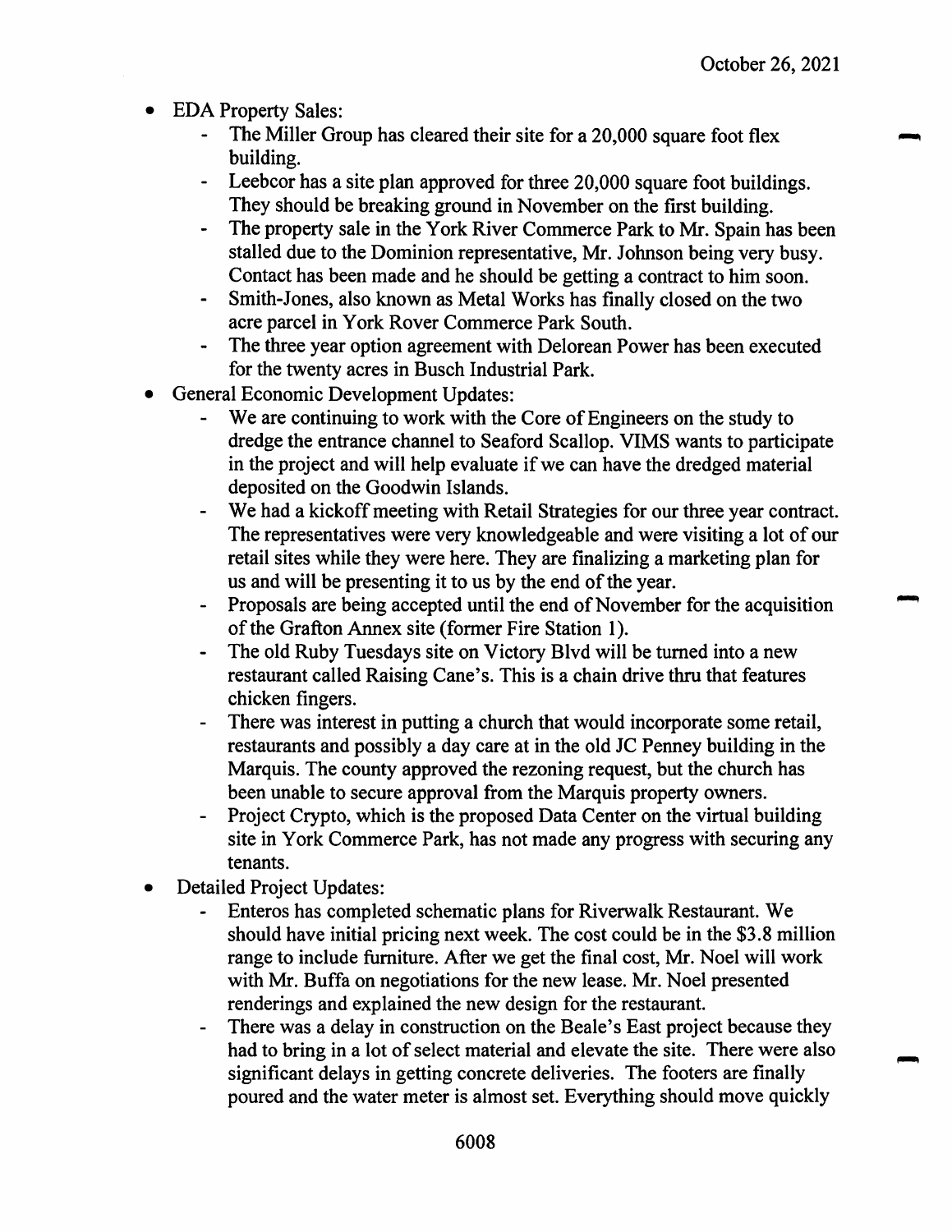- EDA Property Sales:
    - The Miller Group has cleared their site for a 20,000 square foot flex building.
    - Leebcor has a site plan approved for three 20,000 square foot buildings. They should be breaking ground in November on the first building.
    - The property sale in the York River Commerce Park to Mr. Spain has been stalled due to the Dominion representative, Mr. Johnson being very busy. Contact has been made and he should be getting a contract to him soon.
    - Smith-Jones, also known as Metal Works has finally closed on the two acre parcel in York Rover Commerce Park South.
    - The three year option agreement with Delorean Power has been executed for the twenty acres in Busch Industrial Park.
- General Economic Development Updates:
    - We are continuing to work with the Core of Engineers on the study to dredge the entrance channel to Seaford Scallop. VIMS wants to participate in the project and will help evaluate if we can have the dredged material deposited on the Goodwin Islands.
    - We had a kickoff meeting with Retail Strategies for our three year contract. The representatives were very knowledgeable and were visiting a lot of our retail sites while they were here. They are finalizing a marketing plan for us and will be presenting it to us by the end of the year.
    - Proposals are being accepted until the end of November for the acquisition of the Grafton Annex site (former Fire Station 1).
    - The old Ruby Tuesdays site on Victory Blvd will be turned into a new restaurant called Raising Cane's. This is a chain drive thru that features chicken fingers.
    - There was interest in putting a church that would incorporate some retail, restaurants and possibly a day care at in the old JC Penney building in the Marquis. The county approved the rezoning request, but the church has been unable to secure approval from the Marquis property owners.
    - Project Crypto, which is the proposed Data Center on the virtual building site in York Commerce Park, has not made any progress with securing any tenants.
- Detailed Project Updates:
    - Enteros has completed schematic plans for Riverwalk Restaurant. We should have initial pricing next week. The cost could be in the $3.8 million range to include furniture. After we get the final cost, Mr. Noel will work with Mr. Buffa on negotiations for the new lease. Mr. Noel presented renderings and explained the new design for the restaurant.
    - There was a delay in construction on the Beale's East project because they had to bring in a lot of select material and elevate the site. There were also significant delays in getting concrete deliveries. The footers are finally poured and the water meter is almost set. Everything should move quickly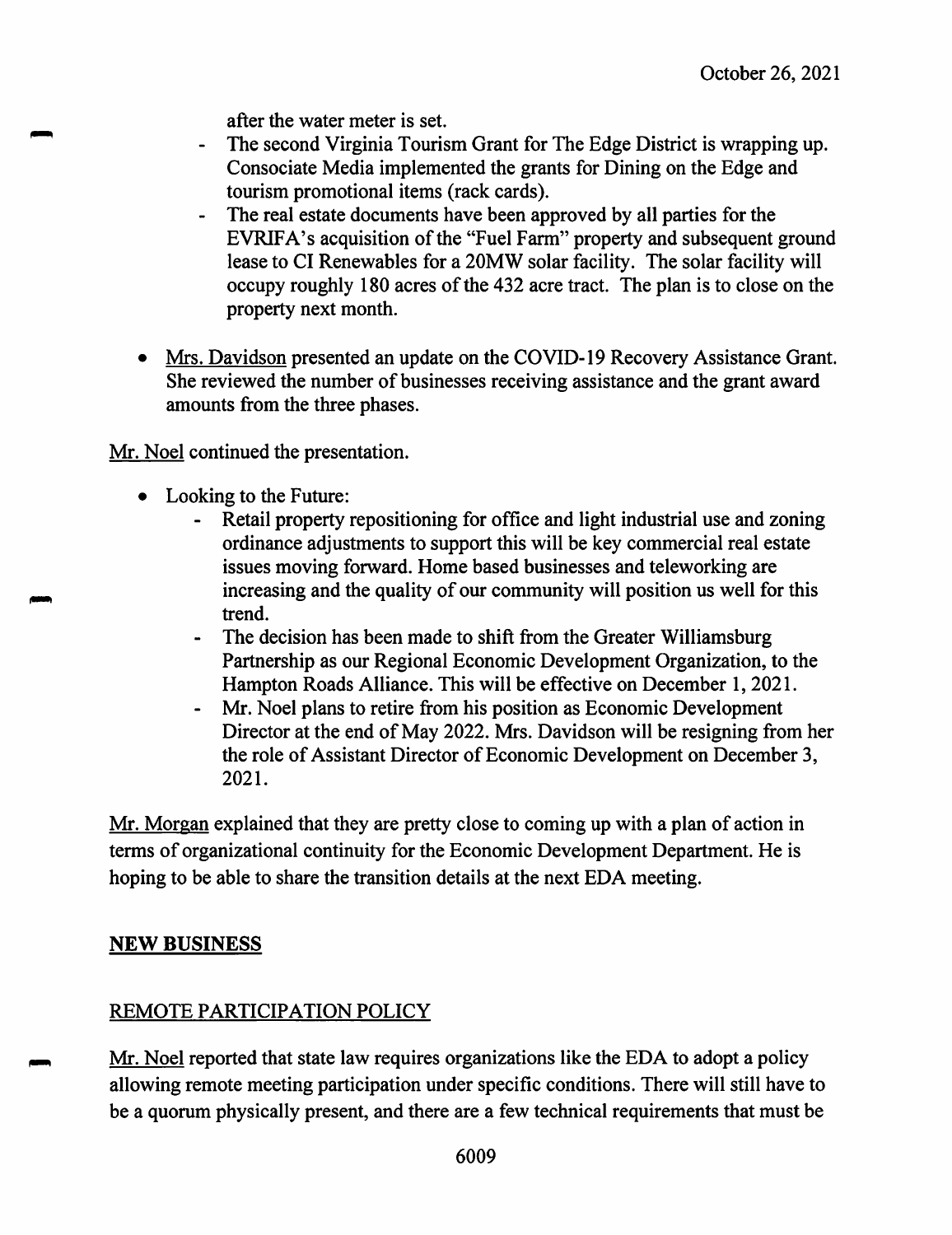after the water meter is set.

- The second Virginia Tourism Grant for The Edge District is wrapping up. Consociate Media implemented the grants for Dining on the Edge and tourism promotional items (rack cards).
- The real estate documents have been approved by all parties for the EVRIFA's acquisition of the "Fuel Farm" property and subsequent ground lease to CI Renewables for a 20MW solar facility. The solar facility will occupy roughly 180 acres of the 432 acre tract. The plan is to close on the property next month.

- Mrs. Davidson presented an update on the COVID-19 Recovery Assistance Grant. She reviewed the number of businesses receiving assistance and the grant award amounts from the three phases.

Mr. Noel continued the presentation.

- Looking to the Future:
  - Retail property repositioning for office and light industrial use and zoning ordinance adjustments to support this will be key commercial real estate issues moving forward. Home based businesses and teleworking are increasing and the quality of our community will position us well for this trend.
  - The decision has been made to shift from the Greater Williamsburg Partnership as our Regional Economic Development Organization, to the Hampton Roads Alliance. This will be effective on December 1, 2021.
  - Mr. Noel plans to retire from his position as Economic Development Director at the end of May 2022. Mrs. Davidson will be resigning from her the role of Assistant Director of Economic Development on December 3, 2021.

Mr. Morgan explained that they are pretty close to coming up with a plan of action in terms of organizational continuity for the Economic Development Department. He is hoping to be able to share the transition details at the next EDA meeting.

## NEW BUSINESS

### REMOTE PARTICIPATION POLICY

Mr. Noel reported that state law requires organizations like the EDA to adopt a policy allowing remote meeting participation under specific conditions. There will still have to be a quorum physically present, and there are a few technical requirements that must be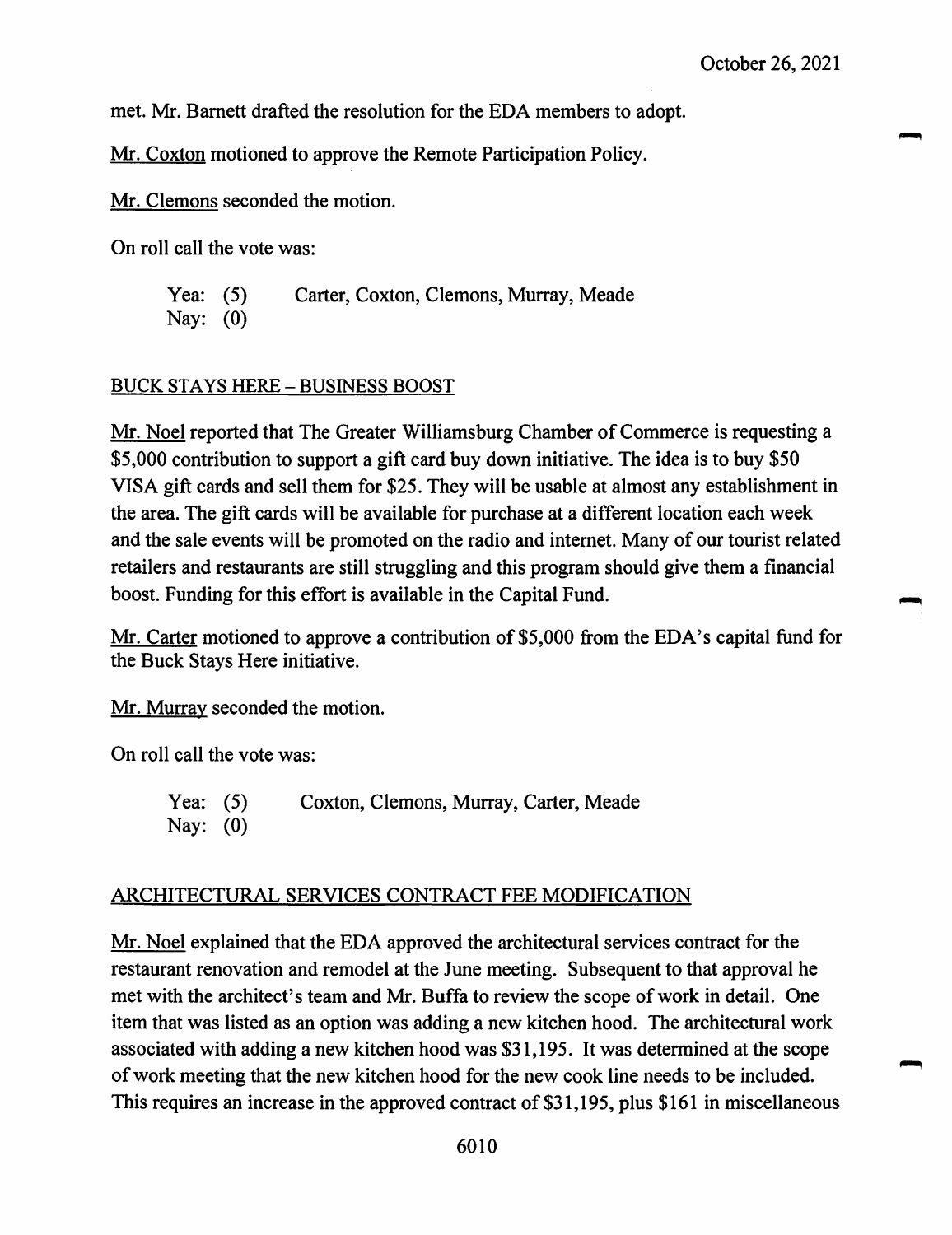met. Mr. Barnett drafted the resolution for the EDA members to adopt.

Mr. Coxton motioned to approve the Remote Participation Policy.

Mr. Clemons seconded the motion.

On roll call the vote was:

Yea: (5) Carter, Coxton, Clemons, Murray, Meade
Nay: (0)

BUCK STAYS HERE – BUSINESS BOOST

Mr. Noel reported that The Greater Williamsburg Chamber of Commerce is requesting a $5,000 contribution to support a gift card buy down initiative. The idea is to buy $50 VISA gift cards and sell them for $25. They will be usable at almost any establishment in the area. The gift cards will be available for purchase at a different location each week and the sale events will be promoted on the radio and internet. Many of our tourist related retailers and restaurants are still struggling and this program should give them a financial boost. Funding for this effort is available in the Capital Fund.

Mr. Carter motioned to approve a contribution of $5,000 from the EDA's capital fund for the Buck Stays Here initiative.

Mr. Murray seconded the motion.

On roll call the vote was:

Yea: (5) Coxton, Clemons, Murray, Carter, Meade
Nay: (0)

ARCHITECTURAL SERVICES CONTRACT FEE MODIFICATION

Mr. Noel explained that the EDA approved the architectural services contract for the restaurant renovation and remodel at the June meeting. Subsequent to that approval he met with the architect's team and Mr. Buffa to review the scope of work in detail. One item that was listed as an option was adding a new kitchen hood. The architectural work associated with adding a new kitchen hood was $31,195. It was determined at the scope of work meeting that the new kitchen hood for the new cook line needs to be included. This requires an increase in the approved contract of $31,195, plus $161 in miscellaneous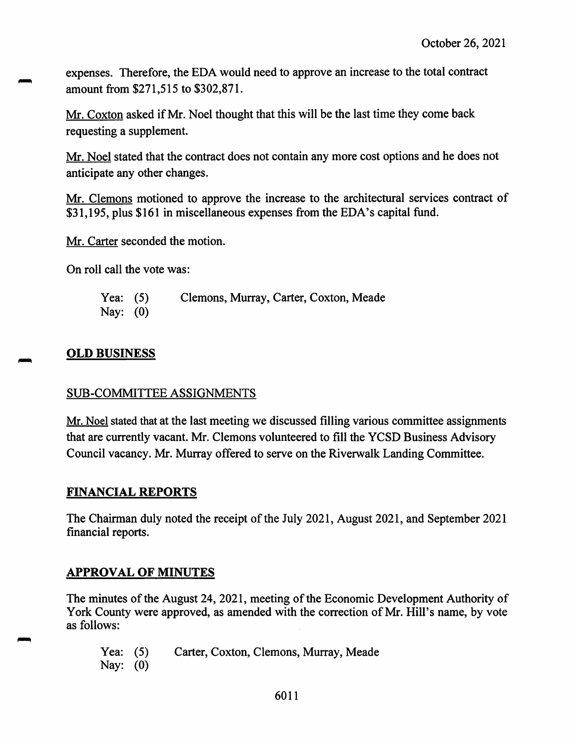expenses. Therefore, the EDA would need to approve an increase to the total contract amount from $271,515 to $302,871.

Mr. Coxton asked if Mr. Noel thought that this will be the last time they come back requesting a supplement.

Mr. Noel stated that the contract does not contain any more cost options and he does not anticipate any other changes.

Mr. Clemons motioned to approve the increase to the architectural services contract of $31,195, plus $161 in miscellaneous expenses from the EDA's capital fund.

Mr. Carter seconded the motion.

On roll call the vote was:

Yea: (5) Clemons, Murray, Carter, Coxton, Meade
Nay: (0)

## OLD BUSINESS

### SUB-COMMITTEE ASSIGNMENTS

Mr. Noel stated that at the last meeting we discussed filling various committee assignments that are currently vacant. Mr. Clemons volunteered to fill the YCSD Business Advisory Council vacancy. Mr. Murray offered to serve on the Riverwalk Landing Committee.

## FINANCIAL REPORTS

The Chairman duly noted the receipt of the July 2021, August 2021, and September 2021 financial reports.

## APPROVAL OF MINUTES

The minutes of the August 24, 2021, meeting of the Economic Development Authority of York County were approved, as amended with the correction of Mr. Hill's name, by vote as follows:

Yea: (5) Carter, Coxton, Clemons, Murray, Meade
Nay: (0)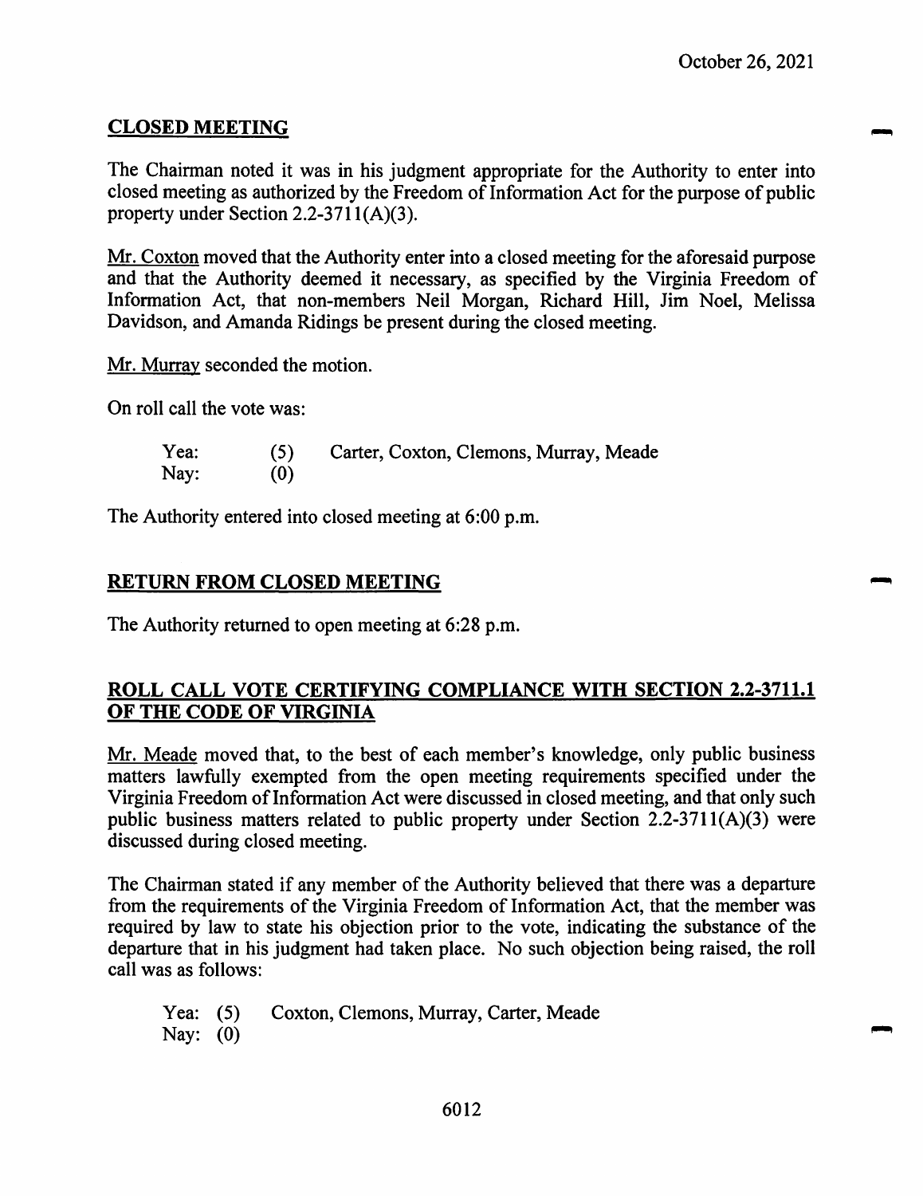October 26, 2021

## CLOSED MEETING

The Chairman noted it was in his judgment appropriate for the Authority to enter into closed meeting as authorized by the Freedom of Information Act for the purpose of public property under Section 2.2-3711(A)(3).

Mr. Coxton moved that the Authority enter into a closed meeting for the aforesaid purpose and that the Authority deemed it necessary, as specified by the Virginia Freedom of Information Act, that non-members Neil Morgan, Richard Hill, Jim Noel, Melissa Davidson, and Amanda Ridings be present during the closed meeting.

Mr. Murray seconded the motion.

On roll call the vote was:

Yea: (5) Carter, Coxton, Clemons, Murray, Meade
Nay: (0)

The Authority entered into closed meeting at 6:00 p.m.

## RETURN FROM CLOSED MEETING

The Authority returned to open meeting at 6:28 p.m.

## ROLL CALL VOTE CERTIFYING COMPLIANCE WITH SECTION 2.2-3711.1 OF THE CODE OF VIRGINIA

Mr. Meade moved that, to the best of each member's knowledge, only public business matters lawfully exempted from the open meeting requirements specified under the Virginia Freedom of Information Act were discussed in closed meeting, and that only such public business matters related to public property under Section 2.2-3711(A)(3) were discussed during closed meeting.

The Chairman stated if any member of the Authority believed that there was a departure from the requirements of the Virginia Freedom of Information Act, that the member was required by law to state his objection prior to the vote, indicating the substance of the departure that in his judgment had taken place. No such objection being raised, the roll call was as follows:

Yea: (5) Coxton, Clemons, Murray, Carter, Meade
Nay: (0)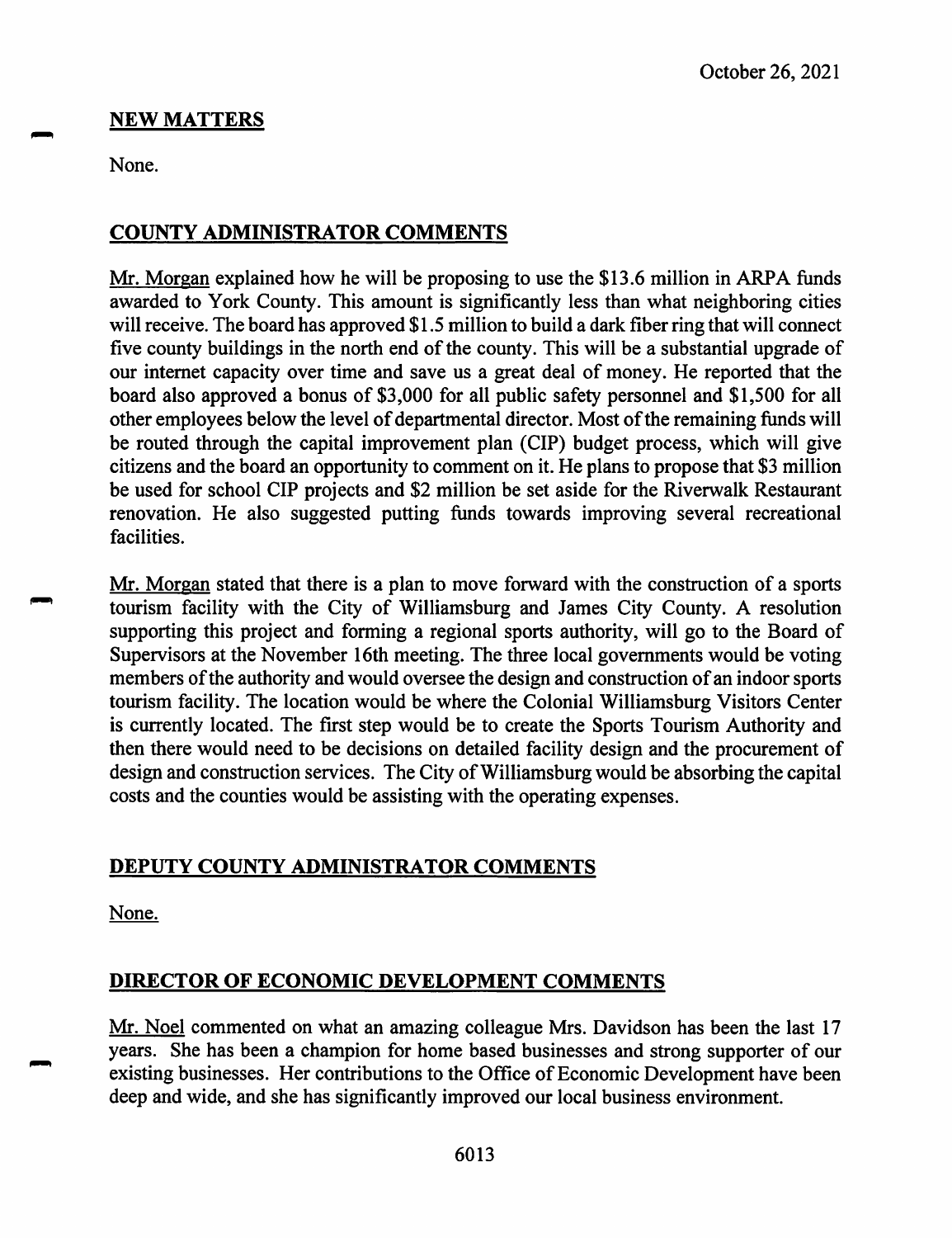October 26, 2021

## NEW MATTERS

None.

## COUNTY ADMINISTRATOR COMMENTS

Mr. Morgan explained how he will be proposing to use the $13.6 million in ARPA funds awarded to York County. This amount is significantly less than what neighboring cities will receive. The board has approved $1.5 million to build a dark fiber ring that will connect five county buildings in the north end of the county. This will be a substantial upgrade of our internet capacity over time and save us a great deal of money. He reported that the board also approved a bonus of $3,000 for all public safety personnel and $1,500 for all other employees below the level of departmental director. Most of the remaining funds will be routed through the capital improvement plan (CIP) budget process, which will give citizens and the board an opportunity to comment on it. He plans to propose that $3 million be used for school CIP projects and $2 million be set aside for the Riverwalk Restaurant renovation. He also suggested putting funds towards improving several recreational facilities.

Mr. Morgan stated that there is a plan to move forward with the construction of a sports tourism facility with the City of Williamsburg and James City County. A resolution supporting this project and forming a regional sports authority, will go to the Board of Supervisors at the November 16th meeting. The three local governments would be voting members of the authority and would oversee the design and construction of an indoor sports tourism facility. The location would be where the Colonial Williamsburg Visitors Center is currently located. The first step would be to create the Sports Tourism Authority and then there would need to be decisions on detailed facility design and the procurement of design and construction services. The City of Williamsburg would be absorbing the capital costs and the counties would be assisting with the operating expenses.

## DEPUTY COUNTY ADMINISTRATOR COMMENTS

None.

## DIRECTOR OF ECONOMIC DEVELOPMENT COMMENTS

Mr. Noel commented on what an amazing colleague Mrs. Davidson has been the last 17 years. She has been a champion for home based businesses and strong supporter of our existing businesses. Her contributions to the Office of Economic Development have been deep and wide, and she has significantly improved our local business environment.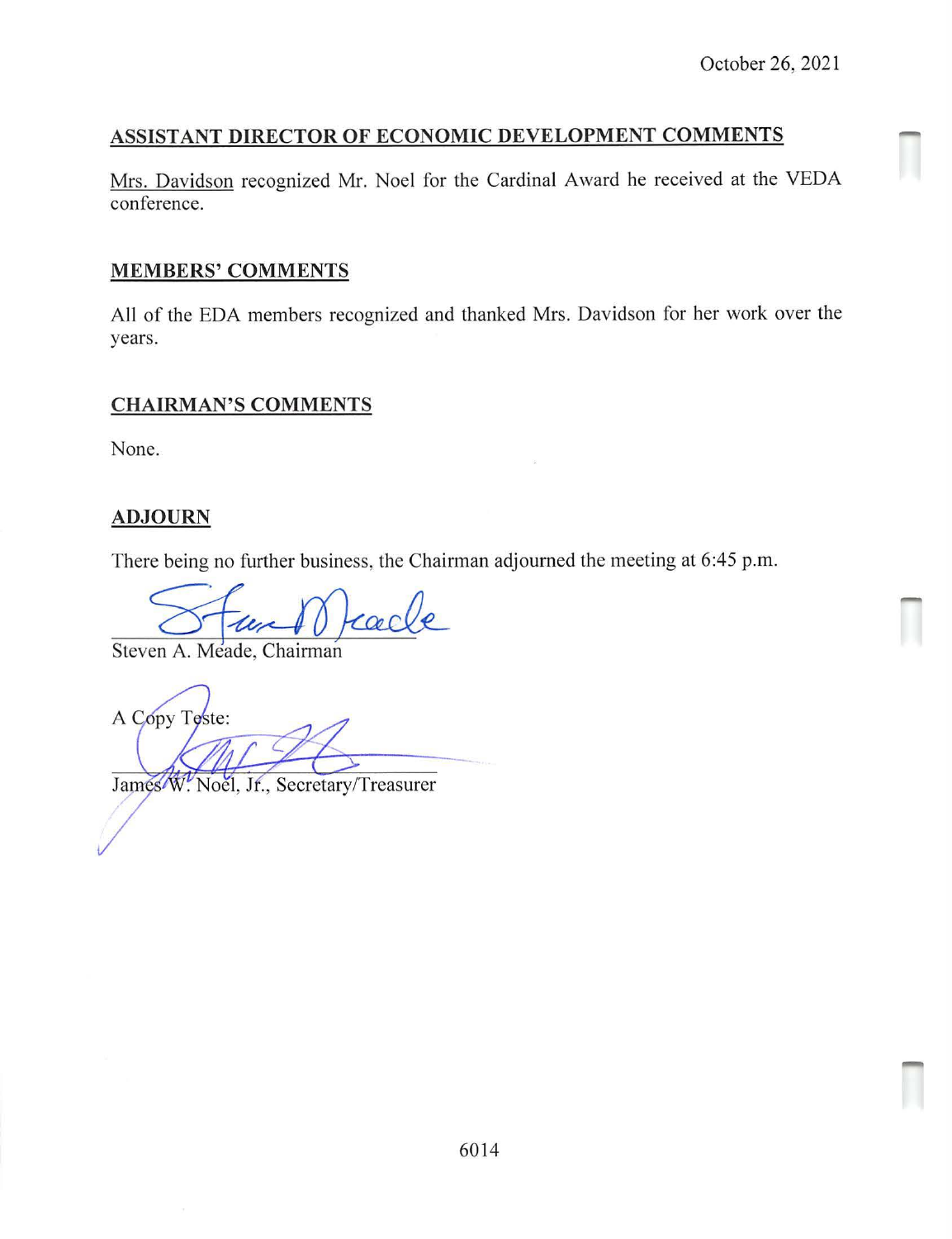October 26, 2021

## ASSISTANT DIRECTOR OF ECONOMIC DEVELOPMENT COMMENTS

Mrs. Davidson recognized Mr. Noel for the Cardinal Award he received at the VEDA conference.

## MEMBERS' COMMENTS

All of the EDA members recognized and thanked Mrs. Davidson for her work over the years.

## CHAIRMAN'S COMMENTS

None.

## ADJOURN

There being no further business, the Chairman adjourned the meeting at 6:45 p.m.

Steven A. Meade, Chairman

A Copy Teste:

James W. Noel, Jr., Secretary/Treasurer